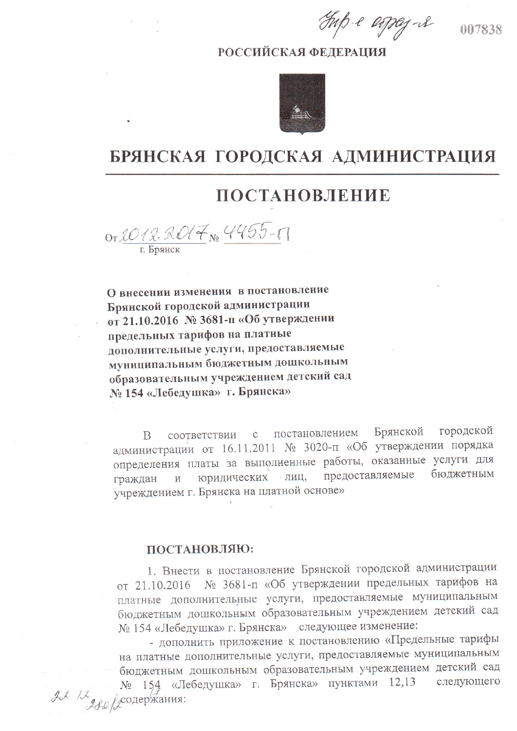Упр-е образ-я 007838

РОССИЙСКАЯ ФЕДЕРАЦИЯ

# БРЯНСКАЯ ГОРОДСКАЯ АДМИНИСТРАЦИЯ

## ПОСТАНОВЛЕНИЕ

От 20.12.2017 № 4455-п

г. Брянск

**О внесении изменения в постановление Брянской городской администрации от 21.10.2016 № 3681-п «Об утверждении предельных тарифов на платные дополнительные услуги, предоставляемые муниципальным бюджетным дошкольным образовательным учреждением детский сад № 154 «Лебедушка» г. Брянска»**

В соответствии с постановлением Брянской городской администрации от 16.11.2011 № 3020-п «Об утверждении порядка определения платы за выполненные работы, оказанные услуги для граждан и юридических лиц, предоставляемые бюджетным учреждением г. Брянска на платной основе»

**ПОСТАНОВЛЯЮ:**

1. Внести в постановление Брянской городской администрации от 21.10.2016 № 3681-п «Об утверждении предельных тарифов на платные дополнительные услуги, предоставляемые муниципальным бюджетным дошкольным образовательным учреждением детский сад № 154 «Лебедушка» г. Брянска» следующее изменение:

- дополнить приложение к постановлению «Предельные тарифы на платные дополнительные услуги, предоставляемые муниципальным бюджетным дошкольным образовательным учреждением детский сад № 154 «Лебедушка» г. Брянска» пунктами 12,13 следующего содержания: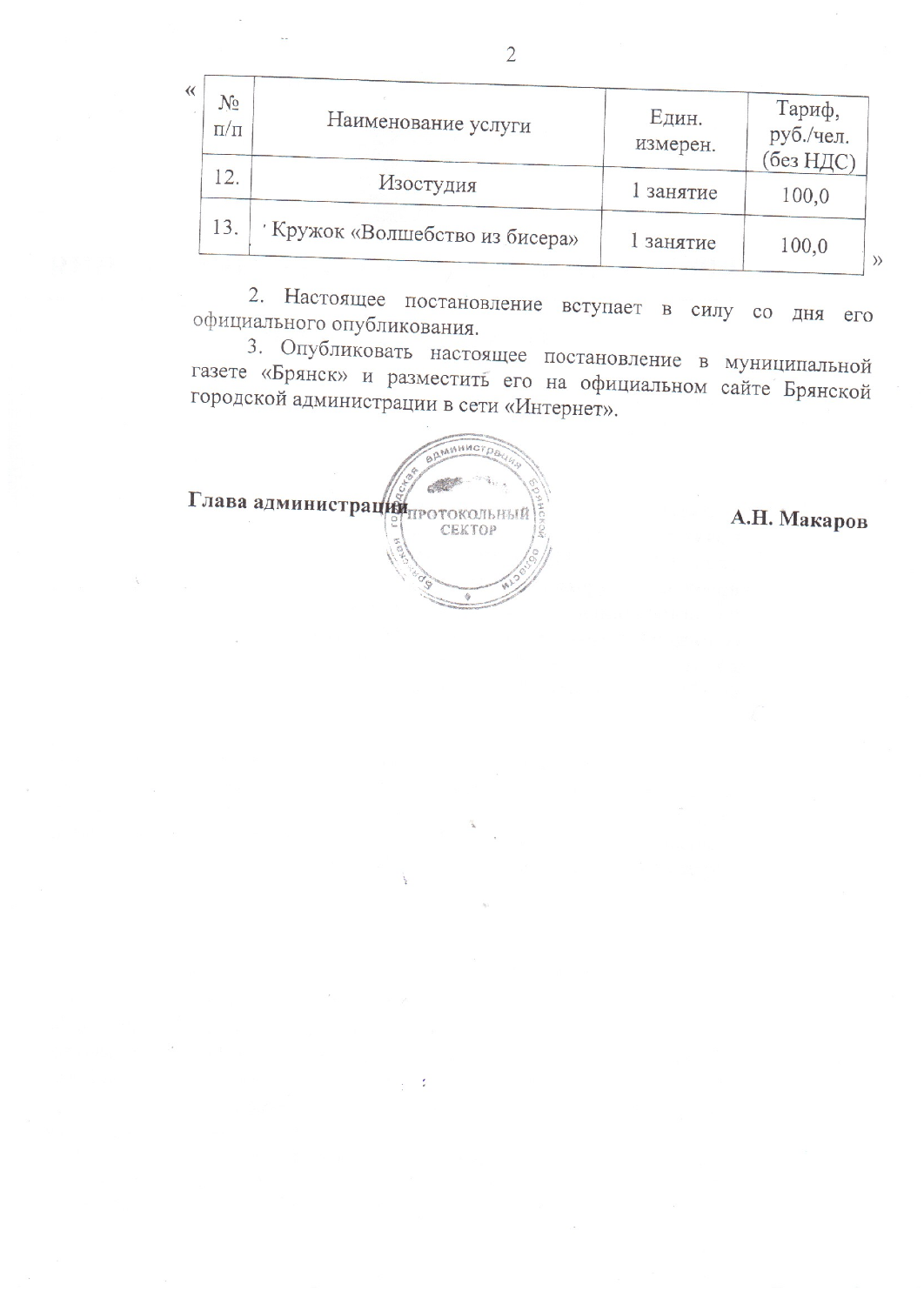«

| № п/п | Наименование услуги | Един. измерен. | Тариф, руб./чел. (без НДС) |
|---|---|---|---|
| 12. | Изостудия | 1 занятие | 100,0 |
| 13. | Кружок «Волшебство из бисера» | 1 занятие | 100,0 |

»

2. Настоящее постановление вступает в силу со дня его официального опубликования.

3. Опубликовать настоящее постановление в муниципальной газете «Брянск» и разместить его на официальном сайте Брянской городской администрации в сети «Интернет».

**Глава администрации** **А.Н. Макаров**

Брянская городская администрация Брянской области ПРОТОКОЛЬНЫЙ СЕКТОР